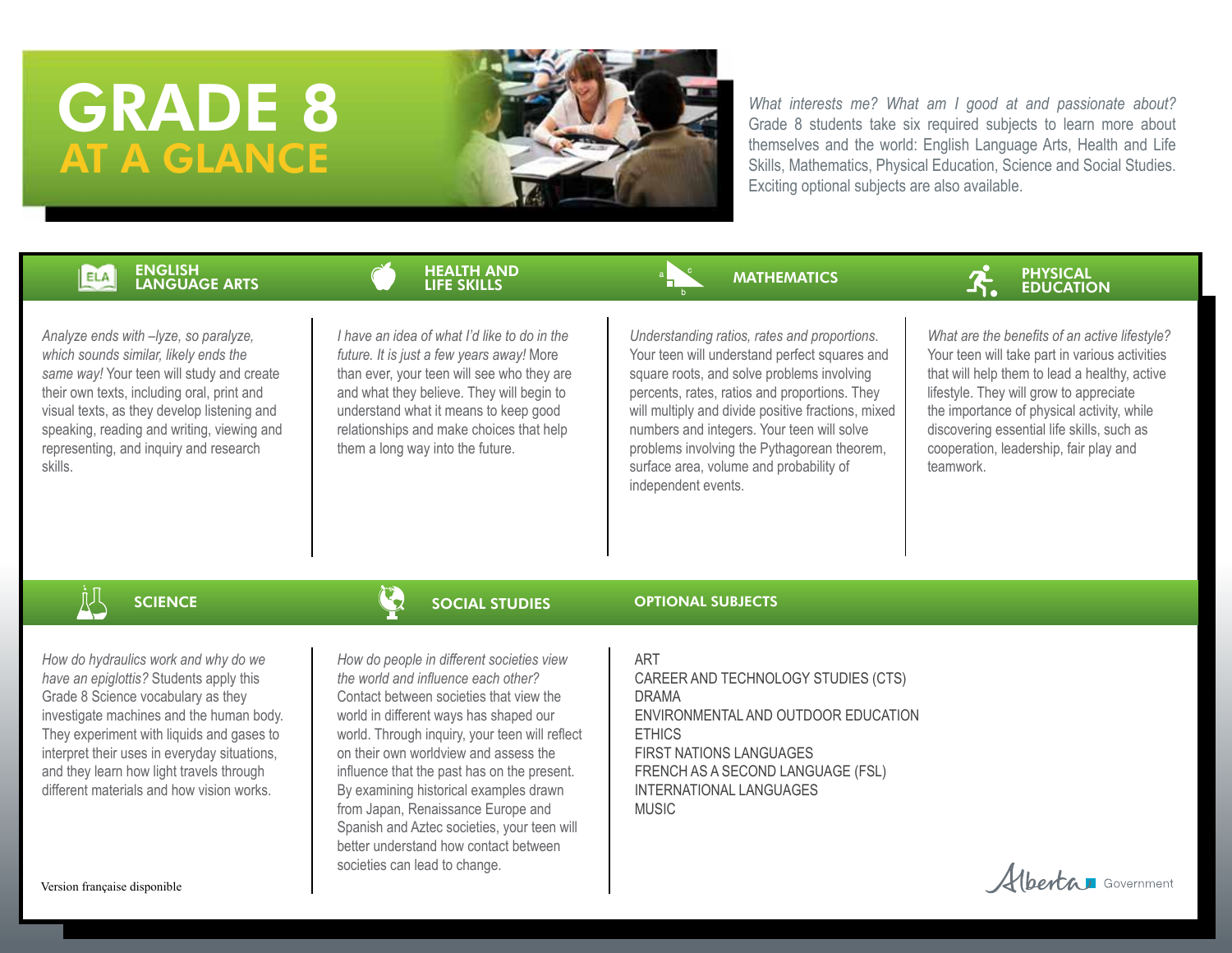# GRADE 8 AT A GLANCE

*What interests me? What am I good at and passionate about?* Grade 8 students take six required subjects to learn more about themselves and the world: English Language Arts, Health and Life Skills, Mathematics, Physical Education, Science and Social Studies. Exciting optional subjects are also available.

## ENGLISH LANGUAGE ARTS

*Analyze ends with –lyze, so paralyze, which sounds similar, likely ends the same way!* Your teen will study and create their own texts, including oral, print and visual texts, as they develop listening and speaking, reading and writing, viewing and representing, and inquiry and research skills.

## HEALTH AND LIFE SKILLS

*I have an idea of what I'd like to do in the future. It is just a few years away!* More than ever, your teen will see who they are and what they believe. They will begin to understand what it means to keep good relationships and make choices that help them a long way into the future.

## MATHEMATICS

*Understanding ratios, rates and proportions.* Your teen will understand perfect squares and square roots, and solve problems involving percents, rates, ratios and proportions. They will multiply and divide positive fractions, mixed numbers and integers. Your teen will solve problems involving the Pythagorean theorem, surface area, volume and probability of independent events.

## PHYSICAL EDUCATION

*What are the benefits of an active lifestyle?* Your teen will take part in various activities that will help them to lead a healthy, active lifestyle. They will grow to appreciate the importance of physical activity, while discovering essential life skills, such as cooperation, leadership, fair play and teamwork.

## SCIENCE

*How do hydraulics work and why do we have an epiglottis?* Students apply this Grade 8 Science vocabulary as they investigate machines and the human body. They experiment with liquids and gases to interpret their uses in everyday situations, and they learn how light travels through different materials and how vision works.

## SOCIAL STUDIES

*How do people in different societies view the world and influence each other?* Contact between societies that view the world in different ways has shaped our world. Through inquiry, your teen will reflect on their own worldview and assess the influence that the past has on the present. By examining historical examples drawn from Japan, Renaissance Europe and Spanish and Aztec societies, your teen will better understand how contact between societies can lead to change.

## OPTIONAL SUBJECTS

- ART
- CAREER AND TECHNOLOGY STUDIES (CTS)
- DRAMA
- ENVIRONMENTAL AND OUTDOOR EDUCATION
- ETHICS
- FIRST NATIONS LANGUAGES
- FRENCH AS A SECOND LANGUAGE (FSL)
- INTERNATIONAL LANGUAGES
- MUSIC

Version française disponible

Alberta Government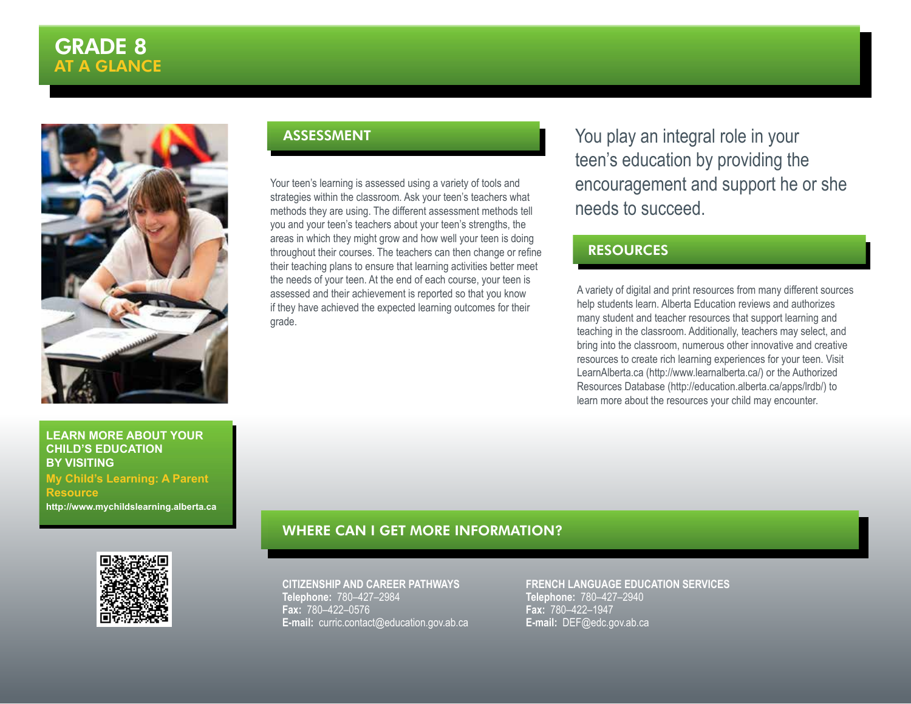# GRADE 8
## AT A GLANCE

## ASSESSMENT

Your teen's learning is assessed using a variety of tools and strategies within the classroom. Ask your teen's teachers what methods they are using. The different assessment methods tell you and your teen's teachers about your teen's strengths, the areas in which they might grow and how well your teen is doing throughout their courses. The teachers can then change or refine their teaching plans to ensure that learning activities better meet the needs of your teen. At the end of each course, your teen is assessed and their achievement is reported so that you know if they have achieved the expected learning outcomes for their grade.

You play an integral role in your teen's education by providing the encouragement and support he or she needs to succeed.

## RESOURCES

A variety of digital and print resources from many different sources help students learn. Alberta Education reviews and authorizes many student and teacher resources that support learning and teaching in the classroom. Additionally, teachers may select, and bring into the classroom, numerous other innovative and creative resources to create rich learning experiences for your teen. Visit LearnAlberta.ca (http://www.learnalberta.ca/) or the Authorized Resources Database (http://education.alberta.ca/apps/lrdb/) to learn more about the resources your child may encounter.

**LEARN MORE ABOUT YOUR CHILD'S EDUCATION BY VISITING**

**My Child's Learning: A Parent Resource**

**http://www.mychildslearning.alberta.ca**

## WHERE CAN I GET MORE INFORMATION?

**CITIZENSHIP AND CAREER PATHWAYS**
**Telephone:** 780–427–2984
**Fax:** 780–422–0576
**E-mail:** curric.contact@education.gov.ab.ca

**FRENCH LANGUAGE EDUCATION SERVICES**
**Telephone:** 780–427–2940
**Fax:** 780–422–1947
**E-mail:** DEF@edc.gov.ab.ca